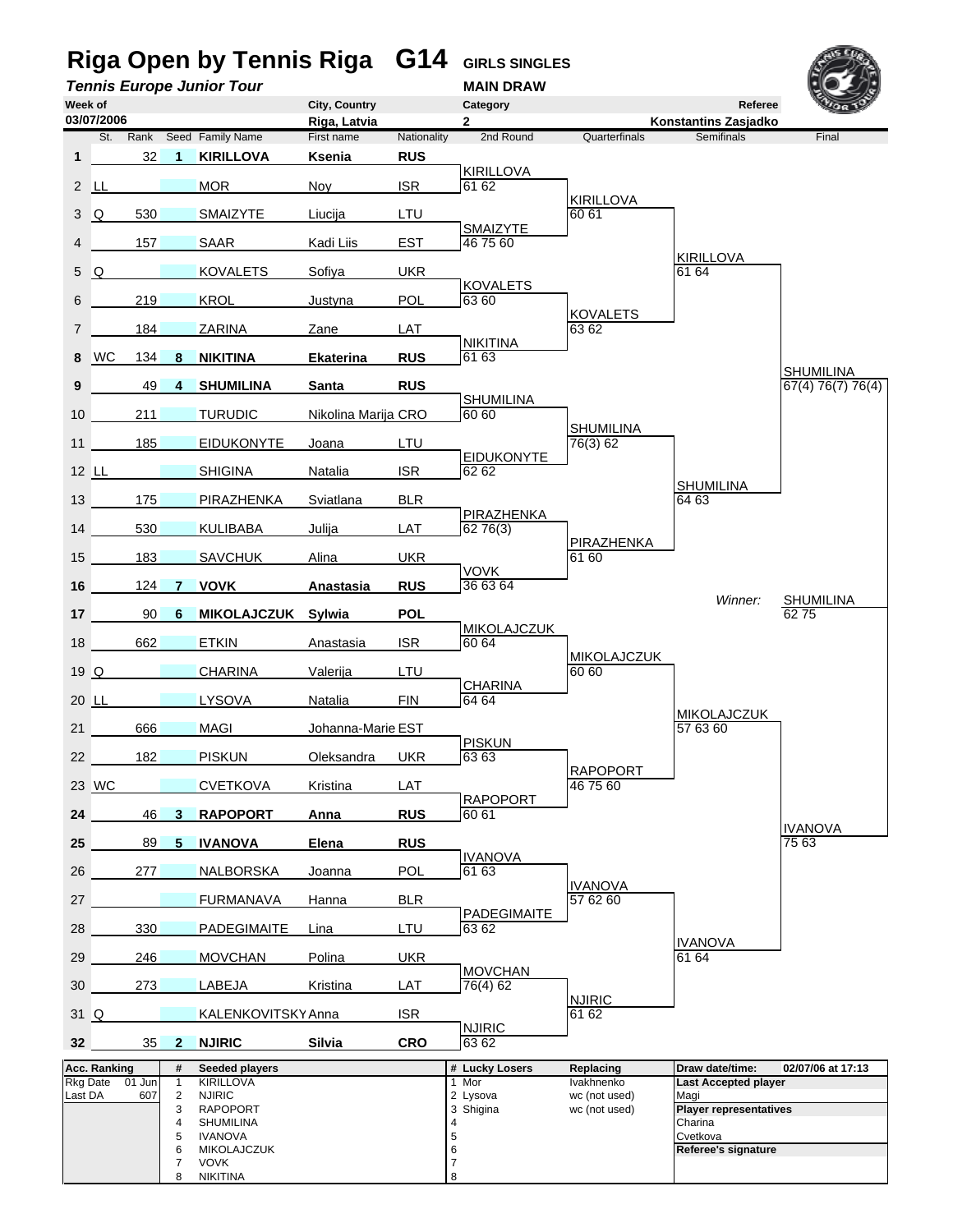# Riga Open by Tennis Riga G14 GIRLS SINGLES

***Tennis Europe Junior Tour*** **MAIN DRAW**

| Week of | City, Country | Category | Referee |
|---|---|---|---|
| 03/07/2006 | Riga, Latvia | 2 | Konstantins Zasjadko |

| | St. | Rank | Seed | Family Name | First name | Nationality | 2nd Round | Quarterfinals | Semifinals | Final |
|---|---|---|---|---|---|---|---|---|---|---|
| **1** | | 32 | **1** | **KIRILLOVA** | **Ksenia** | **RUS** | | | | |
| | | | | | | | KIRILLOVA 61 62 | | | |
| 2 | LL | | | MOR | Noy | ISR | | | | |
| | | | | | | | | KIRILLOVA 60 61 | | |
| 3 | Q | 530 | | SMAIZYTE | Liucija | LTU | | | | |
| | | | | | | | SMAIZYTE 46 75 60 | | | |
| 4 | | 157 | | SAAR | Kadi Liis | EST | | | | |
| | | | | | | | | | KIRILLOVA 61 64 | |
| 5 | Q | | | KOVALETS | Sofiya | UKR | | | | |
| | | | | | | | KOVALETS 63 60 | | | |
| 6 | | 219 | | KROL | Justyna | POL | | | | |
| | | | | | | | | KOVALETS 63 62 | | |
| 7 | | 184 | | ZARINA | Zane | LAT | | | | |
| | | | | | | | NIKITINA 61 63 | | | |
| **8** | WC | 134 | **8** | **NIKITINA** | **Ekaterina** | **RUS** | | | | |
| | | | | | | | | | | SHUMILINA 67(4) 76(7) 76(4) |
| **9** | | 49 | **4** | **SHUMILINA** | **Santa** | **RUS** | | | | |
| | | | | | | | SHUMILINA 60 60 | | | |
| 10 | | 211 | | TURUDIC | Nikolina Marija | CRO | | | | |
| | | | | | | | | SHUMILINA 76(3) 62 | | |
| 11 | | 185 | | EIDUKONYTE | Joana | LTU | | | | |
| | | | | | | | EIDUKONYTE 62 62 | | | |
| 12 | LL | | | SHIGINA | Natalia | ISR | | | | |
| | | | | | | | | | SHUMILINA 64 63 | |
| 13 | | 175 | | PIRAZHENKA | Sviatlana | BLR | | | | |
| | | | | | | | PIRAZHENKA 62 76(3) | | | |
| 14 | | 530 | | KULIBABA | Julija | LAT | | | | |
| | | | | | | | | PIRAZHENKA 61 60 | | |
| 15 | | 183 | | SAVCHUK | Alina | UKR | | | | |
| | | | | | | | VOVK 36 63 64 | | | |
| **16** | | 124 | **7** | **VOVK** | **Anastasia** | **RUS** | | | | |
| | | | | | | | | | *Winner:* | SHUMILINA 62 75 |
| **17** | | 90 | **6** | **MIKOLAJCZUK** | **Sylwia** | **POL** | | | | |
| | | | | | | | MIKOLAJCZUK 60 64 | | | |
| 18 | | 662 | | ETKIN | Anastasia | ISR | | | | |
| | | | | | | | | MIKOLAJCZUK 60 60 | | |
| 19 | Q | | | CHARINA | Valerija | LTU | | | | |
| | | | | | | | CHARINA 64 64 | | | |
| 20 | LL | | | LYSOVA | Natalia | FIN | | | | |
| | | | | | | | | | MIKOLAJCZUK 57 63 60 | |
| 21 | | 666 | | MAGI | Johanna-Marie | EST | | | | |
| | | | | | | | PISKUN 63 63 | | | |
| 22 | | 182 | | PISKUN | Oleksandra | UKR | | | | |
| | | | | | | | | RAPOPORT 46 75 60 | | |
| 23 | WC | | | CVETKOVA | Kristina | LAT | | | | |
| | | | | | | | RAPOPORT 60 61 | | | |
| **24** | | 46 | **3** | **RAPOPORT** | **Anna** | **RUS** | | | | |
| | | | | | | | | | | IVANOVA 75 63 |
| **25** | | 89 | **5** | **IVANOVA** | **Elena** | **RUS** | | | | |
| | | | | | | | IVANOVA 61 63 | | | |
| 26 | | 277 | | NALBORSKA | Joanna | POL | | | | |
| | | | | | | | | IVANOVA 57 62 60 | | |
| 27 | | | | FURMANAVA | Hanna | BLR | | | | |
| | | | | | | | PADEGIMAITE 63 62 | | | |
| 28 | | 330 | | PADEGIMAITE | Lina | LTU | | | | |
| | | | | | | | | | IVANOVA 61 64 | |
| 29 | | 246 | | MOVCHAN | Polina | UKR | | | | |
| | | | | | | | MOVCHAN 76(4) 62 | | | |
| 30 | | 273 | | LABEJA | Kristina | LAT | | | | |
| | | | | | | | | NJIRIC 61 62 | | |
| 31 | Q | | | KALENKOVITSKY | Anna | ISR | | | | |
| | | | | | | | NJIRIC 63 62 | | | |
| **32** | | 35 | **2** | **NJIRIC** | **Silvia** | **CRO** | | | | |

| Acc. Ranking | | # | Seeded players | # | Lucky Losers | Replacing | Draw date/time: | 02/07/06 at 17:13 |
|---|---|---|---|---|---|---|---|---|
| Rkg Date | 01 Jun | 1 | KIRILLOVA | 1 | Mor | Ivakhnenko | **Last Accepted player** | |
| Last DA | 607 | 2 | NJIRIC | 2 | Lysova | wc (not used) | Magi | |
| | | 3 | RAPOPORT | 3 | Shigina | wc (not used) | **Player representatives** | |
| | | 4 | SHUMILINA | 4 | | | Charina | |
| | | 5 | IVANOVA | 5 | | | Cvetkova | |
| | | 6 | MIKOLAJCZUK | 6 | | | **Referee's signature** | |
| | | 7 | VOVK | 7 | | | | |
| | | 8 | NIKITINA | 8 | | | | |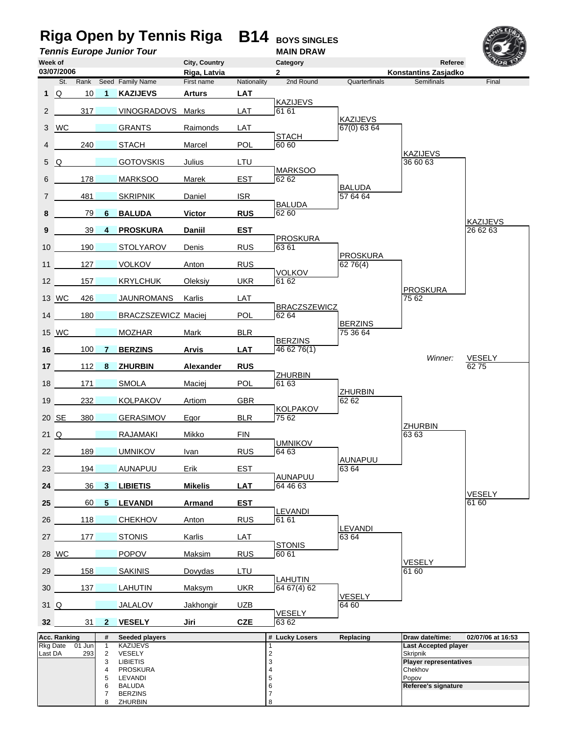# Riga Open by Tennis Riga — B14 BOYS SINGLES

***Tennis Europe Junior Tour*** — **MAIN DRAW**

| Week of | City, Country | Category | Referee |
|---|---|---|---|
| 03/07/2006 | Riga, Latvia | 2 | Konstantins Zasjadko |

| # | St. | Rank | Seed | Family Name | First name | Nationality | 2nd Round | Quarterfinals | Semifinals | Final |
|---|---|---|---|---|---|---|---|---|---|---|
| 1 | Q | 10 | 1 | **KAZIJEVS** | **Arturs** | **LAT** | | | | |
| 2 | | 317 | | VINOGRADOVS | Marks | LAT | KAZIJEVS 61 61 | | | |
| 3 | WC | | | GRANTS | Raimonds | LAT | | KAZIJEVS 67(0) 63 64 | | |
| 4 | | 240 | | STACH | Marcel | POL | STACH 60 60 | | | |
| 5 | Q | | | GOTOVSKIS | Julius | LTU | | | KAZIJEVS 36 60 63 | |
| 6 | | 178 | | MARKSOO | Marek | EST | MARKSOO 62 62 | | | |
| 7 | | 481 | | SKRIPNIK | Daniel | ISR | | BALUDA 57 64 64 | | |
| 8 | | 79 | 6 | **BALUDA** | **Victor** | **RUS** | BALUDA 62 60 | | | |
| 9 | | 39 | 4 | **PROSKURA** | **Daniil** | **EST** | | | | KAZIJEVS 26 62 63 |
| 10 | | 190 | | STOLYAROV | Denis | RUS | PROSKURA 63 61 | | | |
| 11 | | 127 | | VOLKOV | Anton | RUS | | PROSKURA 62 76(4) | | |
| 12 | | 157 | | KRYLCHUK | Oleksiy | UKR | VOLKOV 61 62 | | | |
| 13 | WC | 426 | | JAUNROMANS | Karlis | LAT | | | PROSKURA 75 62 | |
| 14 | | 180 | | BRACZSZEWICZ | Maciej | POL | BRACZSZEWICZ 62 64 | | | |
| 15 | WC | | | MOZHAR | Mark | BLR | | BERZINS 75 36 64 | | |
| 16 | | 100 | 7 | **BERZINS** | **Arvis** | **LAT** | BERZINS 46 62 76(1) | | | |
| 17 | | 112 | 8 | **ZHURBIN** | **Alexander** | **RUS** | | | *Winner:* | VESELY 62 75 |
| 18 | | 171 | | SMOLA | Maciej | POL | ZHURBIN 61 63 | | | |
| 19 | | 232 | | KOLPAKOV | Artiom | GBR | | ZHURBIN 62 62 | | |
| 20 | SE | 380 | | GERASIMOV | Egor | BLR | KOLPAKOV 75 62 | | | |
| 21 | Q | | | RAJAMAKI | Mikko | FIN | | | ZHURBIN 63 63 | |
| 22 | | 189 | | UMNIKOV | Ivan | RUS | UMNIKOV 64 63 | | | |
| 23 | | 194 | | AUNAPUU | Erik | EST | | AUNAPUU 63 64 | | |
| 24 | | 36 | 3 | **LIBIETIS** | **Mikelis** | **LAT** | AUNAPUU 64 46 63 | | | |
| 25 | | 60 | 5 | **LEVANDI** | **Armand** | **EST** | | | | VESELY 61 60 |
| 26 | | 118 | | CHEKHOV | Anton | RUS | LEVANDI 61 61 | | | |
| 27 | | 177 | | STONIS | Karlis | LAT | | LEVANDI 63 64 | | |
| 28 | WC | | | POPOV | Maksim | RUS | STONIS 60 61 | | | |
| 29 | | 158 | | SAKINIS | Dovydas | LTU | | | VESELY 61 60 | |
| 30 | | 137 | | LAHUTIN | Maksym | UKR | LAHUTIN 64 67(4) 62 | | | |
| 31 | Q | | | JALALOV | Jakhongir | UZB | | VESELY 64 60 | | |
| 32 | | 31 | 2 | **VESELY** | **Jiri** | **CZE** | VESELY 63 62 | | | |

| Acc. Ranking | | # | Seeded players | # | Lucky Losers | Replacing | Draw date/time: | 02/07/06 at 16:53 |
|---|---|---|---|---|---|---|---|---|
| Rkg Date | 01 Jun | 1 | KAZIJEVS | 1 | | | **Last Accepted player** | |
| Last DA | 293 | 2 | VESELY | 2 | | | Skripnik | |
| | | 3 | LIBIETIS | 3 | | | **Player representatives** | |
| | | 4 | PROSKURA | 4 | | | Chekhov | |
| | | 5 | LEVANDI | 5 | | | Popov | |
| | | 6 | BALUDA | 6 | | | **Referee's signature** | |
| | | 7 | BERZINS | 7 | | | | |
| | | 8 | ZHURBIN | 8 | | | | |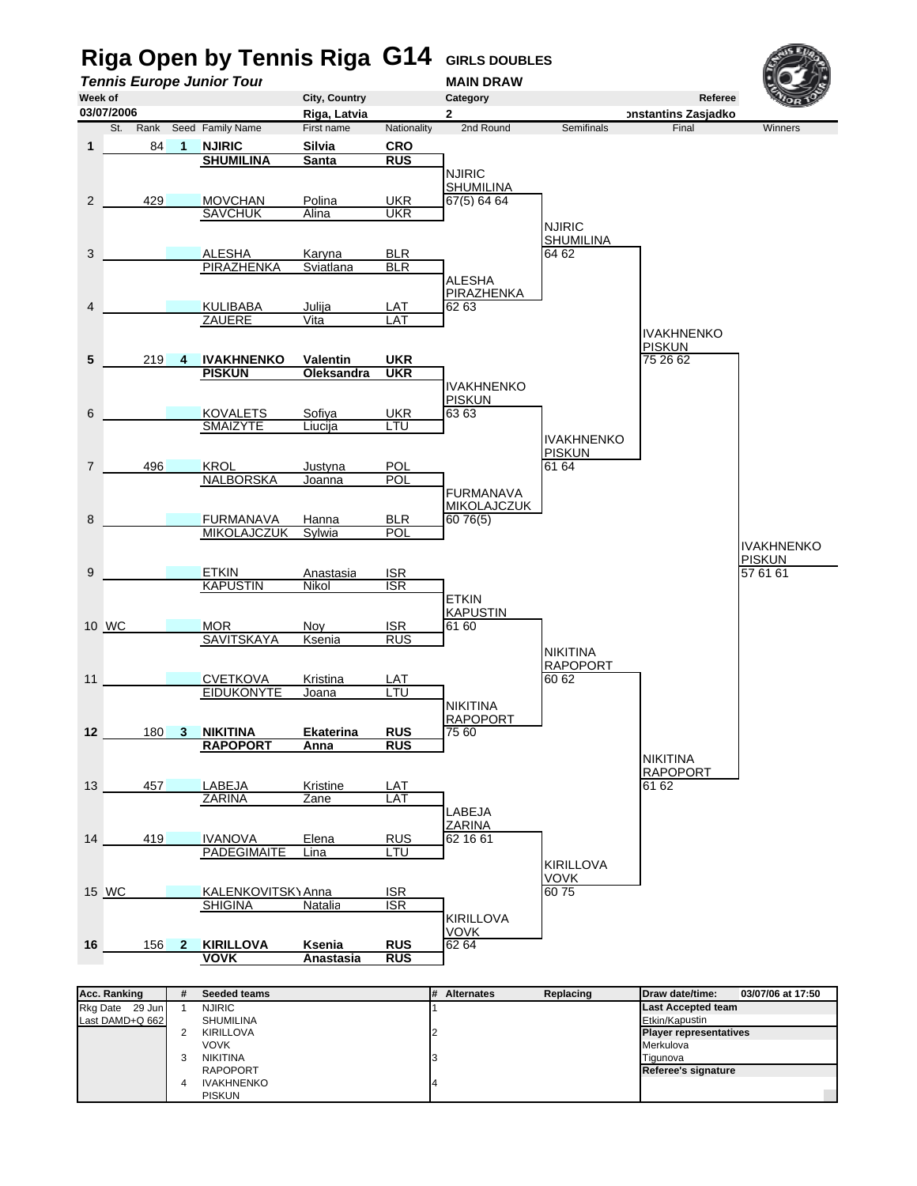# Riga Open by Tennis Riga G14 GIRLS DOUBLES

***Tennis Europe Junior Tour*** **MAIN DRAW**

| Week of | City, Country | Category | Referee |
|---|---|---|---|
| 03/07/2006 | Riga, Latvia | 2 | onstantins Zasjadko |

| | St. | Rank | Seed | Family Name | First name | Nationality | 2nd Round | Semifinals | Final | Winners |
|---|---|---|---|---|---|---|---|---|---|---|
| **1** | | 84 | **1** | **NJIRIC** | **Silvia** | **CRO** | | | | |
| | | | | **SHUMILINA** | **Santa** | **RUS** | NJIRIC / SHUMILINA 67(5) 64 64 | | | |
| 2 | | 429 | | MOVCHAN | Polina | UKR | | | | |
| | | | | SAVCHUK | Alina | UKR | | NJIRIC / SHUMILINA 64 62 | | |
| 3 | | | | ALESHA | Karyna | BLR | | | | |
| | | | | PIRAZHENKA | Sviatlana | BLR | ALESHA / PIRAZHENKA 62 63 | | | |
| 4 | | | | KULIBABA | Julija | LAT | | | | |
| | | | | ZAUERE | Vita | LAT | | | IVAKHNENKO / PISKUN 75 26 62 | |
| **5** | | 219 | **4** | **IVAKHNENKO** | **Valentin** | **UKR** | | | | |
| | | | | **PISKUN** | **Oleksandra** | **UKR** | IVAKHNENKO / PISKUN 63 63 | | | |
| 6 | | | | KOVALETS | Sofiya | UKR | | | | |
| | | | | SMAIZYTE | Liucija | LTU | | IVAKHNENKO / PISKUN 61 64 | | |
| 7 | | 496 | | KROL | Justyna | POL | | | | |
| | | | | NALBORSKA | Joanna | POL | FURMANAVA / MIKOLAJCZUK 60 76(5) | | | |
| 8 | | | | FURMANAVA | Hanna | BLR | | | | |
| | | | | MIKOLAJCZUK | Sylwia | POL | | | | IVAKHNENKO / PISKUN 57 61 61 |
| 9 | | | | ETKIN | Anastasia | ISR | | | | |
| | | | | KAPUSTIN | Nikol | ISR | ETKIN / KAPUSTIN 61 60 | | | |
| 10 | WC | | | MOR | Noy | ISR | | | | |
| | | | | SAVITSKAYA | Ksenia | RUS | | NIKITINA / RAPOPORT 60 62 | | |
| 11 | | | | CVETKOVA | Kristina | LAT | | | | |
| | | | | EIDUKONYTE | Joana | LTU | NIKITINA / RAPOPORT 75 60 | | | |
| **12** | | 180 | **3** | **NIKITINA** | **Ekaterina** | **RUS** | | | | |
| | | | | **RAPOPORT** | **Anna** | **RUS** | | | NIKITINA / RAPOPORT 61 62 | |
| 13 | | 457 | | LABEJA | Kristine | LAT | | | | |
| | | | | ZARINA | Zane | LAT | LABEJA / ZARINA 62 16 61 | | | |
| 14 | | 419 | | IVANOVA | Elena | RUS | | | | |
| | | | | PADEGIMAITE | Lina | LTU | | KIRILLOVA / VOVK 60 75 | | |
| 15 | WC | | | KALENKOVITSKY | Anna | ISR | | | | |
| | | | | SHIGINA | Natalia | ISR | KIRILLOVA / VOVK 62 64 | | | |
| **16** | | 156 | **2** | **KIRILLOVA** | **Ksenia** | **RUS** | | | | |
| | | | | **VOVK** | **Anastasia** | **RUS** | | | | |

| Acc. Ranking | # | Seeded teams | # | Alternates | Replacing | Draw date/time: 03/07/06 at 17:50 |
|---|---|---|---|---|---|---|
| Rkg Date 29 Jun | 1 | NJIRIC / SHUMILINA | 1 | | | Last Accepted team: Etkin/Kapustin |
| Last DAMD+Q 662 | 2 | KIRILLOVA / VOVK | 2 | | | Player representatives: Merkulova, Tigunova |
| | 3 | NIKITINA / RAPOPORT | 3 | | | Referee's signature |
| | 4 | IVAKHNENKO / PISKUN | 4 | | | |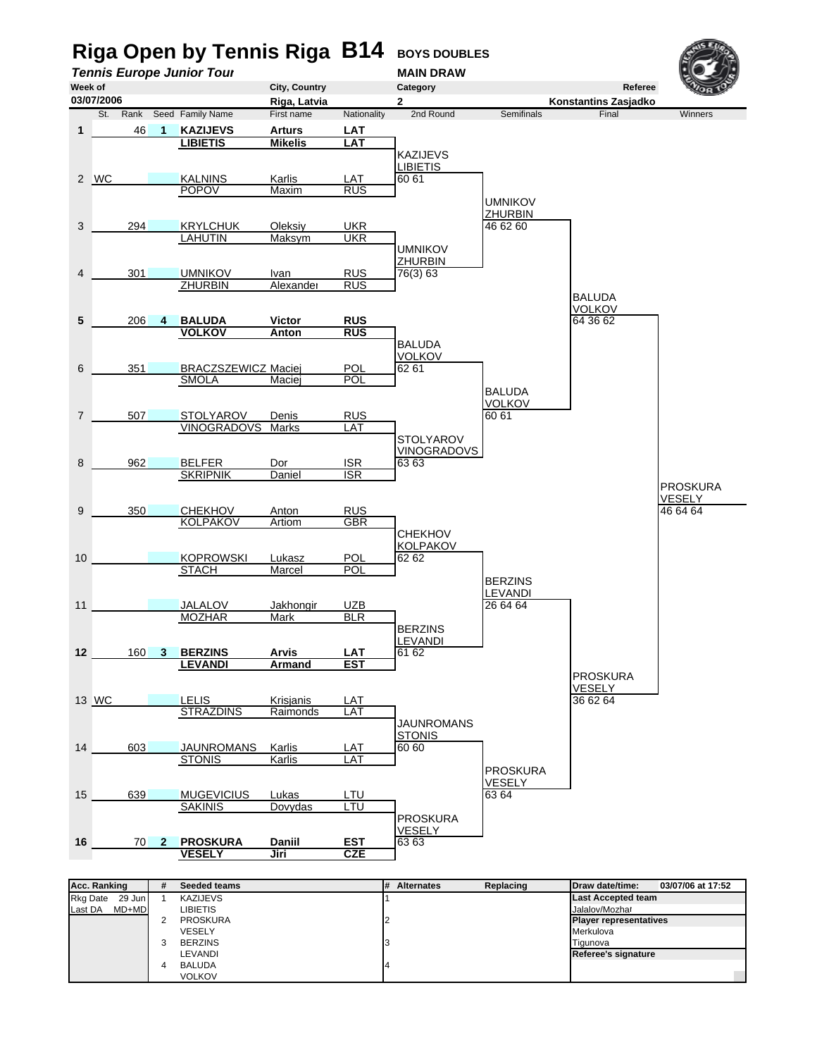# Riga Open by Tennis Riga B14 BOYS DOUBLES

***Tennis Europe Junior Tour***

**MAIN DRAW**

| Week of | City, Country | Category | Referee |
|---|---|---|---|
| 03/07/2006 | Riga, Latvia | 2 | Konstantins Zasjadko |

| # | St. | Rank | Seed | Family Name | First name | Nationality | 2nd Round | Semifinals | Final | Winners |
|---|---|---|---|---|---|---|---|---|---|---|
| 1 | | 46 | 1 | **KAZIJEVS** | **Arturs** | **LAT** | | | | |
| | | | | **LIBIETIS** | **Mikelis** | **LAT** | KAZIJEVS LIBIETIS | | | |
| 2 | WC | | | KALNINS | Karlis | LAT | 60 61 | | | |
| | | | | POPOV | Maxim | RUS | | UMNIKOV ZHURBIN | | |
| 3 | | 294 | | KRYLCHUK | Oleksiy | UKR | | 46 62 60 | | |
| | | | | LAHUTIN | Maksym | UKR | UMNIKOV ZHURBIN | | | |
| 4 | | 301 | | UMNIKOV | Ivan | RUS | 76(3) 63 | | | |
| | | | | ZHURBIN | Alexander | RUS | | | BALUDA VOLKOV | |
| 5 | | 206 | 4 | **BALUDA** | **Victor** | **RUS** | | | 64 36 62 | |
| | | | | **VOLKOV** | **Anton** | **RUS** | BALUDA VOLKOV | | | |
| 6 | | 351 | | BRACZSZEWICZ | Maciej | POL | 62 61 | | | |
| | | | | SMOLA | Maciej | POL | | BALUDA VOLKOV | | |
| 7 | | 507 | | STOLYAROV | Denis | RUS | | 60 61 | | |
| | | | | VINOGRADOVS | Marks | LAT | STOLYAROV VINOGRADOVS | | | |
| 8 | | 962 | | BELFER | Dor | ISR | 63 63 | | | |
| | | | | SKRIPNIK | Daniel | ISR | | | | PROSKURA VESELY |
| 9 | | 350 | | CHEKHOV | Anton | RUS | | | | 46 64 64 |
| | | | | KOLPAKOV | Artiom | GBR | CHEKHOV KOLPAKOV | | | |
| 10 | | | | KOPROWSKI | Lukasz | POL | 62 62 | | | |
| | | | | STACH | Marcel | POL | | BERZINS LEVANDI | | |
| 11 | | | | JALALOV | Jakhongir | UZB | | 26 64 64 | | |
| | | | | MOZHAR | Mark | BLR | BERZINS LEVANDI | | | |
| 12 | | 160 | 3 | **BERZINS** | **Arvis** | **LAT** | 61 62 | | | |
| | | | | **LEVANDI** | **Armand** | **EST** | | | PROSKURA VESELY | |
| 13 | WC | | | LELIS | Krisjanis | LAT | | | 36 62 64 | |
| | | | | STRAZDINS | Raimonds | LAT | JAUNROMANS STONIS | | | |
| 14 | | 603 | | JAUNROMANS | Karlis | LAT | 60 60 | | | |
| | | | | STONIS | Karlis | LAT | | PROSKURA VESELY | | |
| 15 | | 639 | | MUGEVICIUS | Lukas | LTU | | 63 64 | | |
| | | | | SAKINIS | Dovydas | LTU | PROSKURA VESELY | | | |
| 16 | | 70 | 2 | **PROSKURA** | **Daniil** | **EST** | 63 63 | | | |
| | | | | **VESELY** | **Jiri** | **CZE** | | | | |

| Acc. Ranking | # | Seeded teams | # | Alternates | Replacing | Draw date/time: 03/07/06 at 17:52 |
|---|---|---|---|---|---|---|
| Rkg Date 29 Jun | 1 | KAZIJEVS | 1 | | | **Last Accepted team** |
| Last DA MD+MD | | LIBIETIS | | | | Jalalov/Mozhar |
| | 2 | PROSKURA | 2 | | | **Player representatives** |
| | | VESELY | | | | Merkulova |
| | 3 | BERZINS | 3 | | | Tigunova |
| | | LEVANDI | | | | **Referee's signature** |
| | 4 | BALUDA | 4 | | | |
| | | VOLKOV | | | | |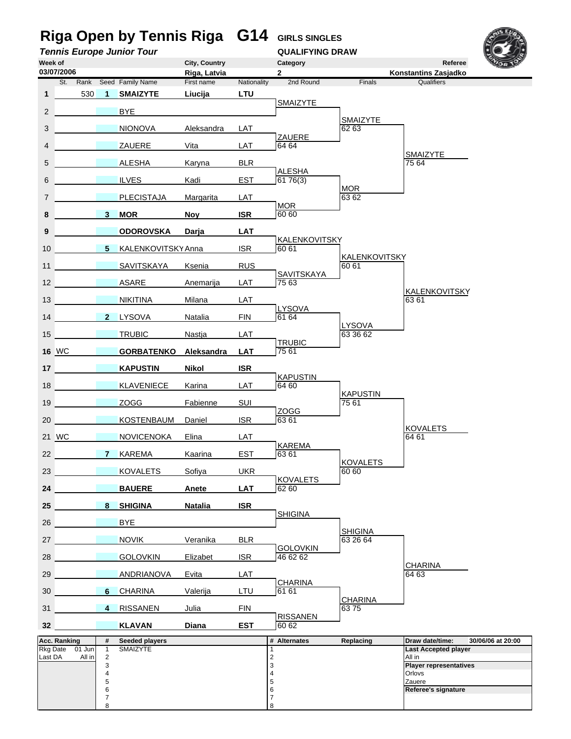# Riga Open by Tennis Riga G14 GIRLS SINGLES

***Tennis Europe Junior Tour*** **QUALIFYING DRAW**

| Week of | City, Country | Category | Referee |
|---|---|---|---|
| 03/07/2006 | Riga, Latvia | 2 | Konstantins Zasjadko |

| | St. | Rank | Seed | Family Name | First name | Nationality | 2nd Round | Finals | Qualifiers |
|---|---|---|---|---|---|---|---|---|---|
| 1 | | 530 | 1 | **SMAIZYTE** | **Liucija** | **LTU** | | | |
| | | | | | | | SMAIZYTE | | |
| 2 | | | | BYE | | | | | |
| | | | | | | | | SMAIZYTE 62 63 | |
| 3 | | | | NIONOVA | Aleksandra | LAT | | | |
| | | | | | | | ZAUERE 64 64 | | |
| 4 | | | | ZAUERE | Vita | LAT | | | |
| | | | | | | | | | SMAIZYTE 75 64 |
| 5 | | | | ALESHA | Karyna | BLR | | | |
| | | | | | | | ALESHA 61 76(3) | | |
| 6 | | | | ILVES | Kadi | EST | | | |
| | | | | | | | | MOR 63 62 | |
| 7 | | | | PLECISTAJA | Margarita | LAT | | | |
| | | | | | | | MOR 60 60 | | |
| 8 | | | 3 | **MOR** | **Noy** | **ISR** | | | |
| 9 | | | | **ODOROVSKA** | **Darja** | **LAT** | | | |
| | | | | | | | KALENKOVITSKY 60 61 | | |
| 10 | | | 5 | KALENKOVITSKY | Anna | ISR | | | |
| | | | | | | | | KALENKOVITSKY 60 61 | |
| 11 | | | | SAVITSKAYA | Ksenia | RUS | | | |
| | | | | | | | SAVITSKAYA 75 63 | | |
| 12 | | | | ASARE | Anemarija | LAT | | | |
| | | | | | | | | | KALENKOVITSKY 63 61 |
| 13 | | | | NIKITINA | Milana | LAT | | | |
| | | | | | | | LYSOVA 61 64 | | |
| 14 | | | 2 | LYSOVA | Natalia | FIN | | | |
| | | | | | | | | LYSOVA 63 36 62 | |
| 15 | | | | TRUBIC | Nastja | LAT | | | |
| | | | | | | | TRUBIC 75 61 | | |
| 16 | WC | | | **GORBATENKO** | **Aleksandra** | **LAT** | | | |
| 17 | | | | **KAPUSTIN** | **Nikol** | **ISR** | | | |
| | | | | | | | KAPUSTIN 64 60 | | |
| 18 | | | | KLAVENIECE | Karina | LAT | | | |
| | | | | | | | | KAPUSTIN 75 61 | |
| 19 | | | | ZOGG | Fabienne | SUI | | | |
| | | | | | | | ZOGG 63 61 | | |
| 20 | | | | KOSTENBAUM | Daniel | ISR | | | |
| | | | | | | | | | KOVALETS 64 61 |
| 21 | WC | | | NOVICENOKA | Elina | LAT | | | |
| | | | | | | | KAREMA 63 61 | | |
| 22 | | | 7 | KAREMA | Kaarina | EST | | | |
| | | | | | | | | KOVALETS 60 60 | |
| 23 | | | | KOVALETS | Sofiya | UKR | | | |
| | | | | | | | KOVALETS 62 60 | | |
| 24 | | | | **BAUERE** | **Anete** | **LAT** | | | |
| 25 | | | 8 | **SHIGINA** | **Natalia** | **ISR** | | | |
| | | | | | | | SHIGINA | | |
| 26 | | | | BYE | | | | | |
| | | | | | | | | SHIGINA 63 26 64 | |
| 27 | | | | NOVIK | Veranika | BLR | | | |
| | | | | | | | GOLOVKIN 46 62 62 | | |
| 28 | | | | GOLOVKIN | Elizabet | ISR | | | |
| | | | | | | | | | CHARINA 64 63 |
| 29 | | | | ANDRIANOVA | Evita | LAT | | | |
| | | | | | | | CHARINA 61 61 | | |
| 30 | | | 6 | CHARINA | Valerija | LTU | | | |
| | | | | | | | | CHARINA 63 75 | |
| 31 | | | 4 | RISSANEN | Julia | FIN | | | |
| | | | | | | | RISSANEN 60 62 | | |
| 32 | | | | **KLAVAN** | **Diana** | **EST** | | | |

| Acc. Ranking | | # | Seeded players | # | Alternates | Replacing | Draw date/time: 30/06/06 at 20:00 |
|---|---|---|---|---|---|---|---|
| Rkg Date | 01 Jun | 1 | SMAIZYTE | 1 | | | **Last Accepted player** |
| Last DA | All in | 2 | | 2 | | | All in |
| | | 3 | | 3 | | | **Player representatives** |
| | | 4 | | 4 | | | Orlovs |
| | | 5 | | 5 | | | Zauere |
| | | 6 | | 6 | | | **Referee's signature** |
| | | 7 | | 7 | | | |
| | | 8 | | 8 | | | |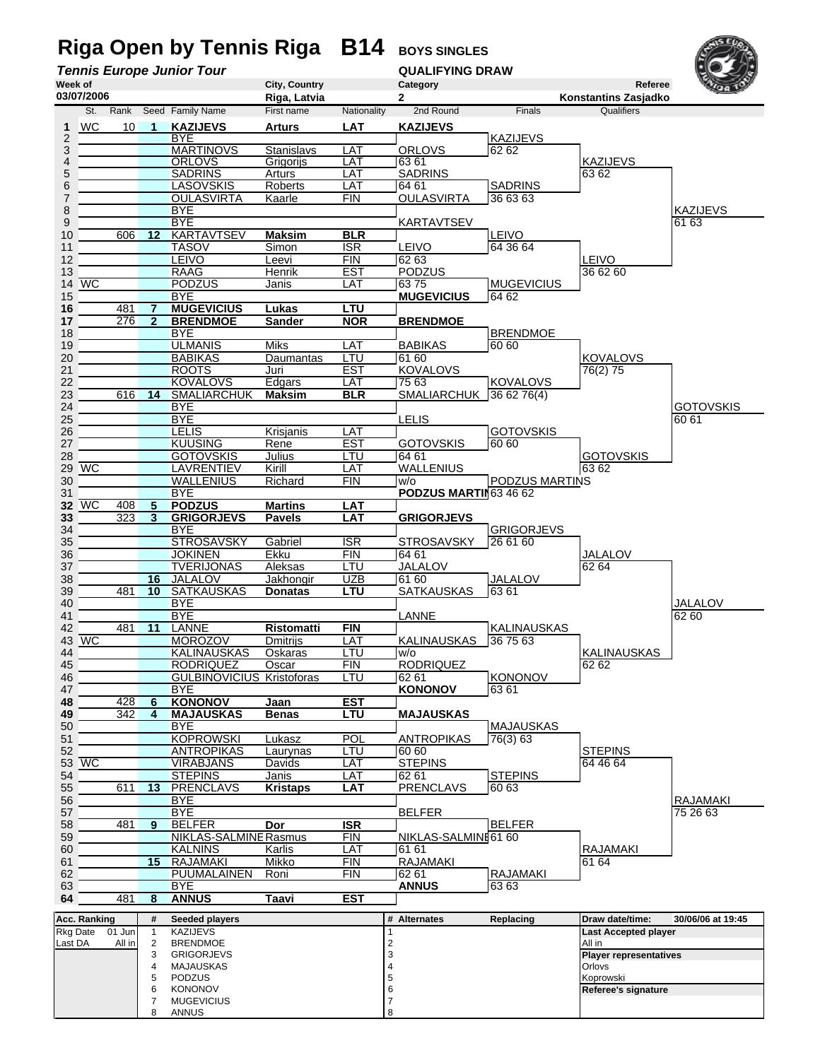# Riga Open by Tennis Riga B14 BOYS SINGLES

***Tennis Europe Junior Tour*** — QUALIFYING DRAW

| Week of | City, Country | Category | Referee |
|---|---|---|---|
| 03/07/2006 | Riga, Latvia | 2 | Konstantins Zasjadko |

| # | St. | Rank | Seed | Family Name | First name | Nationality | 2nd Round | Finals | Qualifiers | |
|---|---|---|---|---|---|---|---|---|---|---|
| 1 | WC | 10 | 1 | **KAZIJEVS** | **Arturs** | **LAT** | KAZIJEVS | | | |
| 2 | | | | BYE | | | | KAZIJEVS | | |
| 3 | | | | MARTINOVS | Stanislavs | LAT | ORLOVS | 62 62 | | |
| 4 | | | | ORLOVS | Grigorijs | LAT | 63 61 | | KAZIJEVS | |
| 5 | | | | SADRINS | Arturs | LAT | SADRINS | | 63 62 | |
| 6 | | | | LASOVSKIS | Roberts | LAT | 64 61 | SADRINS | | |
| 7 | | | | OULASVIRTA | Kaarle | FIN | OULASVIRTA | 36 63 63 | | |
| 8 | | | | BYE | | | | | | KAZIJEVS |
| 9 | | | | BYE | | | KARTAVTSEV | | | 61 63 |
| 10 | | 606 | 12 | KARTAVTSEV | **Maksim** | **BLR** | | LEIVO | | |
| 11 | | | | TASOV | Simon | ISR | LEIVO | 64 36 64 | | |
| 12 | | | | LEIVO | Leevi | FIN | 62 63 | | LEIVO | |
| 13 | | | | RAAG | Henrik | EST | PODZUS | | 36 62 60 | |
| 14 | WC | | | PODZUS | Janis | LAT | 63 75 | MUGEVICIUS | | |
| 15 | | | | BYE | | | **MUGEVICIUS** | 64 62 | | |
| 16 | | 481 | 7 | **MUGEVICIUS** | **Lukas** | **LTU** | | | | |
| 17 | | 276 | 2 | **BRENDMOE** | **Sander** | **NOR** | BRENDMOE | | | |
| 18 | | | | BYE | | | | BRENDMOE | | |
| 19 | | | | ULMANIS | Miks | LAT | BABIKAS | 60 60 | | |
| 20 | | | | BABIKAS | Daumantas | LTU | 61 60 | | KOVALOVS | |
| 21 | | | | ROOTS | Juri | EST | KOVALOVS | | 76(2) 75 | |
| 22 | | | | KOVALOVS | Edgars | LAT | 75 63 | KOVALOVS | | |
| 23 | | 616 | 14 | SMALIARCHUK | **Maksim** | **BLR** | SMALIARCHUK | 36 62 76(4) | | |
| 24 | | | | BYE | | | | | | GOTOVSKIS |
| 25 | | | | BYE | | | LELIS | | | 60 61 |
| 26 | | | | LELIS | Krisjanis | LAT | | GOTOVSKIS | | |
| 27 | | | | KUUSING | Rene | EST | GOTOVSKIS | 60 60 | | |
| 28 | | | | GOTOVSKIS | Julius | LTU | 64 61 | | GOTOVSKIS | |
| 29 | WC | | | LAVRENTIEV | Kirill | LAT | WALLENIUS | | 63 62 | |
| 30 | | | | WALLENIUS | Richard | FIN | w/o | PODZUS MARTINS | | |
| 31 | | | | BYE | | | **PODZUS MARTIN** | 63 46 62 | | |
| 32 | WC | 408 | 5 | **PODZUS** | **Martins** | **LAT** | | | | |
| 33 | | 323 | 3 | **GRIGORJEVS** | **Pavels** | **LAT** | GRIGORJEVS | | | |
| 34 | | | | BYE | | | | GRIGORJEVS | | |
| 35 | | | | STROSAVSKY | Gabriel | ISR | STROSAVSKY | 26 61 60 | | |
| 36 | | | | JOKINEN | Ekku | FIN | 64 61 | | JALALOV | |
| 37 | | | | TVERIJONAS | Aleksas | LTU | JALALOV | | 62 64 | |
| 38 | | | 16 | JALALOV | Jakhongir | UZB | 61 60 | JALALOV | | |
| 39 | | 481 | 10 | SATKAUSKAS | **Donatas** | **LTU** | SATKAUSKAS | 63 61 | | |
| 40 | | | | BYE | | | | | | JALALOV |
| 41 | | | | BYE | | | LANNE | | | 62 60 |
| 42 | | 481 | 11 | LANNE | **Ristomatti** | **FIN** | | KALINAUSKAS | | |
| 43 | WC | | | MOROZOV | Dmitrijs | LAT | KALINAUSKAS | 36 75 63 | | |
| 44 | | | | KALINAUSKAS | Oskaras | LTU | w/o | | KALINAUSKAS | |
| 45 | | | | RODRIQUEZ | Oscar | FIN | RODRIQUEZ | | 62 62 | |
| 46 | | | | GULBINOVICIUS | Kristoforas | LTU | 62 61 | KONONOV | | |
| 47 | | | | BYE | | | **KONONOV** | 63 61 | | |
| 48 | | 428 | 6 | **KONONOV** | **Jaan** | **EST** | | | | |
| 49 | | 342 | 4 | **MAJAUSKAS** | **Benas** | **LTU** | MAJAUSKAS | | | |
| 50 | | | | BYE | | | | MAJAUSKAS | | |
| 51 | | | | KOPROWSKI | Lukasz | POL | ANTROPIKAS | 76(3) 63 | | |
| 52 | | | | ANTROPIKAS | Laurynas | LTU | 60 60 | | STEPINS | |
| 53 | WC | | | VIRABJANS | Davids | LAT | STEPINS | | 64 46 64 | |
| 54 | | | | STEPINS | Janis | LAT | 62 61 | STEPINS | | |
| 55 | | 611 | 13 | PRENCLAVS | **Kristaps** | **LAT** | PRENCLAVS | 60 63 | | |
| 56 | | | | BYE | | | | | | RAJAMAKI |
| 57 | | | | BYE | | | BELFER | | | 75 26 63 |
| 58 | | 481 | 9 | BELFER | **Dor** | **ISR** | | BELFER | | |
| 59 | | | | NIKLAS-SALMINE | Rasmus | FIN | NIKLAS-SALMINE | 61 60 | | |
| 60 | | | | KALNINS | Karlis | LAT | 61 61 | | RAJAMAKI | |
| 61 | | | 15 | RAJAMAKI | Mikko | FIN | RAJAMAKI | | 61 64 | |
| 62 | | | | PUUMALAINEN | Roni | FIN | 62 61 | RAJAMAKI | | |
| 63 | | | | BYE | | | **ANNUS** | 63 63 | | |
| 64 | | 481 | 8 | **ANNUS** | **Taavi** | **EST** | | | | |

| Acc. Ranking | | # | Seeded players | # | Alternates | Replacing | Draw date/time: | 30/06/06 at 19:45 |
|---|---|---|---|---|---|---|---|---|
| Rkg Date | 01 Jun | 1 | KAZIJEVS | 1 | | | **Last Accepted player** | |
| Last DA | All in | 2 | BRENDMOE | 2 | | | All in | |
| | | 3 | GRIGORJEVS | 3 | | | **Player representatives** | |
| | | 4 | MAJAUSKAS | 4 | | | Orlovs | |
| | | 5 | PODZUS | 5 | | | Koprowski | |
| | | 6 | KONONOV | 6 | | | **Referee's signature** | |
| | | 7 | MUGEVICIUS | 7 | | | | |
| | | 8 | ANNUS | 8 | | | | |